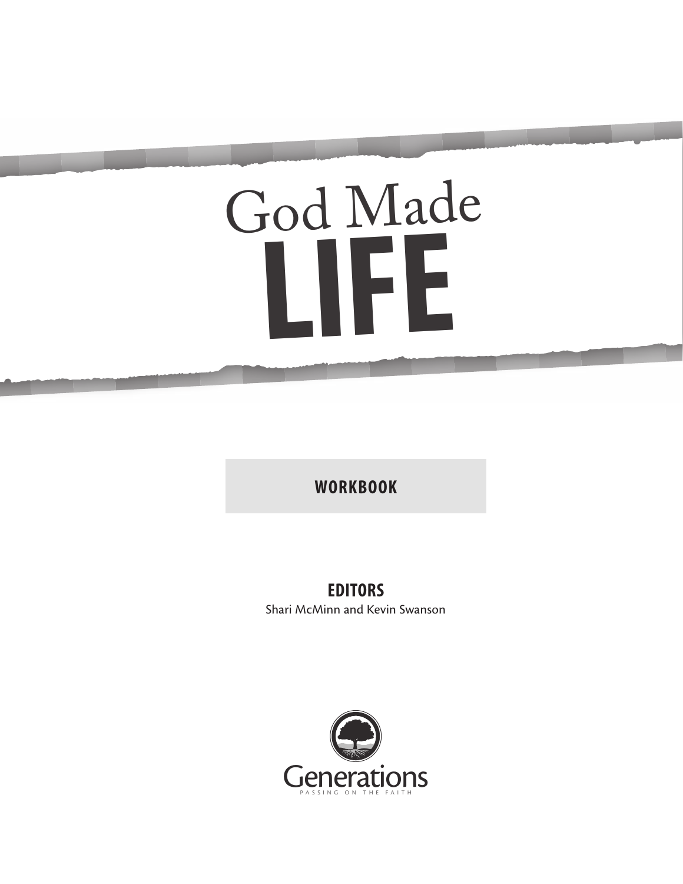# God Made LIFE

**WORKBOOK**

**EDITORS**

Shari McMinn and Kevin Swanson

Generations

PASSING ON THE FAITH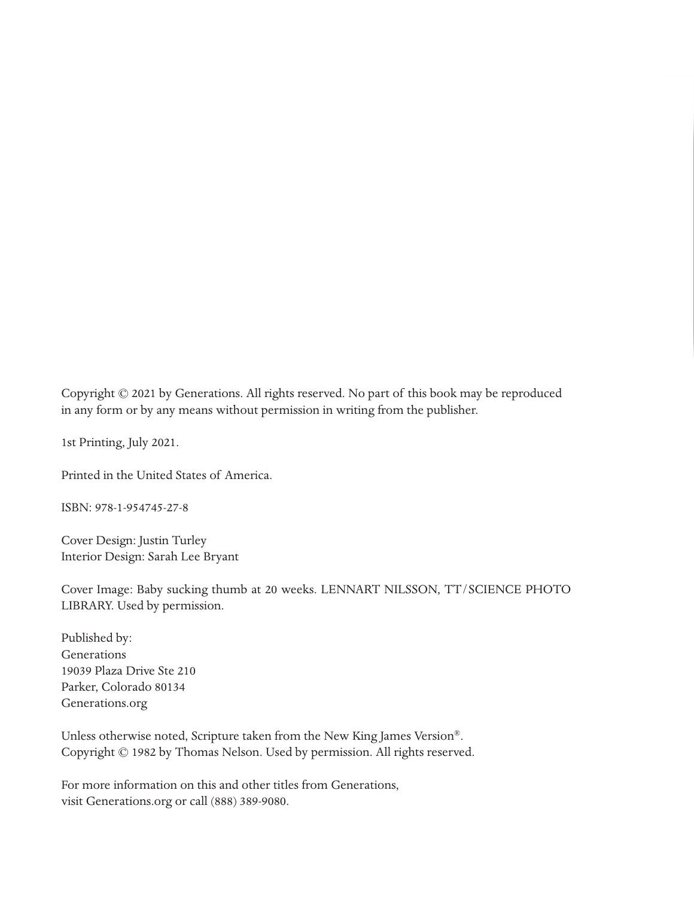Copyright © 2021 by Generations. All rights reserved. No part of this book may be reproduced in any form or by any means without permission in writing from the publisher.

1st Printing, July 2021.

Printed in the United States of America.

ISBN: 978-1-954745-27-8

Cover Design: Justin Turley
Interior Design: Sarah Lee Bryant

Cover Image: Baby sucking thumb at 20 weeks. LENNART NILSSON, TT/SCIENCE PHOTO LIBRARY. Used by permission.

Published by:
Generations
19039 Plaza Drive Ste 210
Parker, Colorado 80134
Generations.org

Unless otherwise noted, Scripture taken from the New King James Version®. Copyright © 1982 by Thomas Nelson. Used by permission. All rights reserved.

For more information on this and other titles from Generations, visit Generations.org or call (888) 389-9080.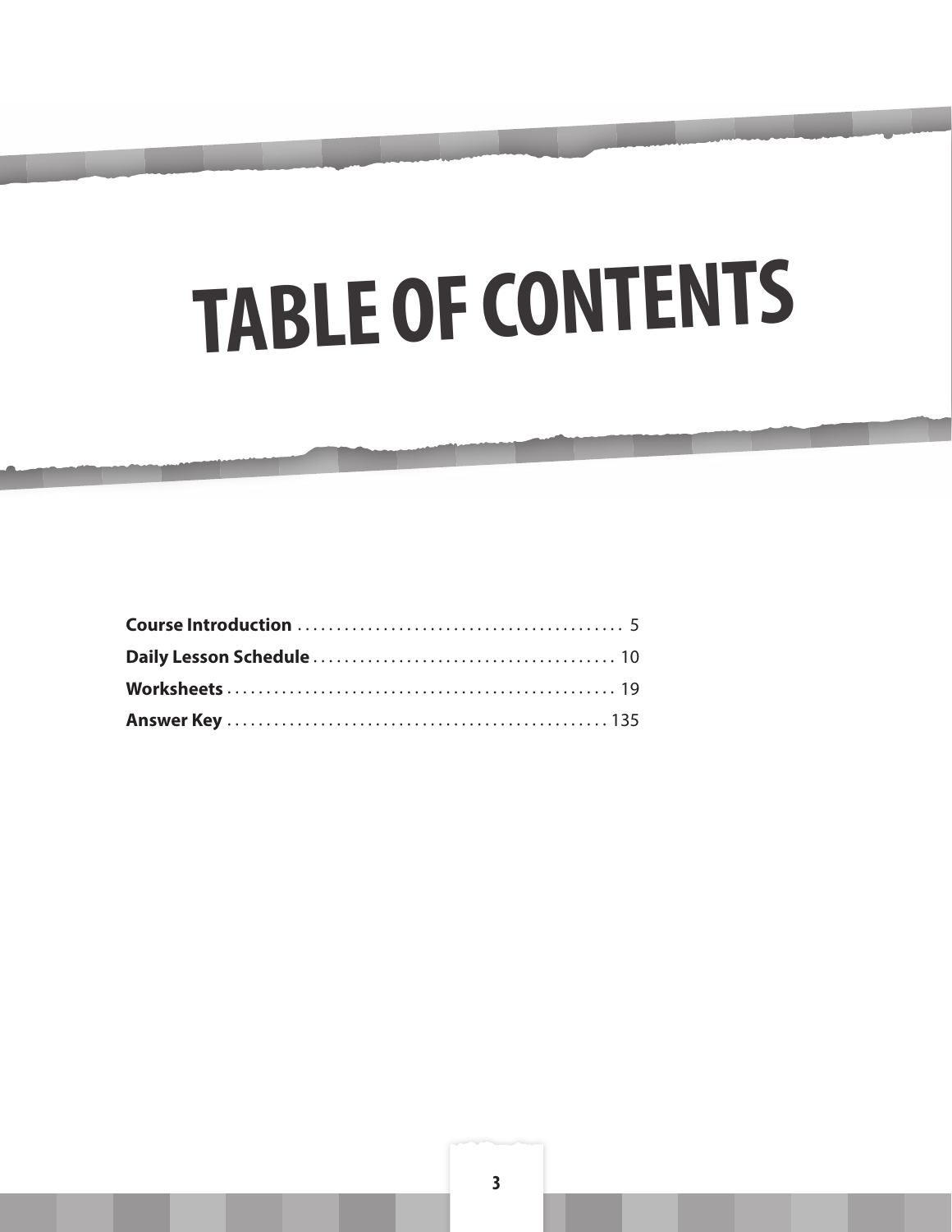# TABLE OF CONTENTS

**Course Introduction** .......................................... 5

**Daily Lesson Schedule** ...................................... 10

**Worksheets** .................................................. 19

**Answer Key** ................................................. 135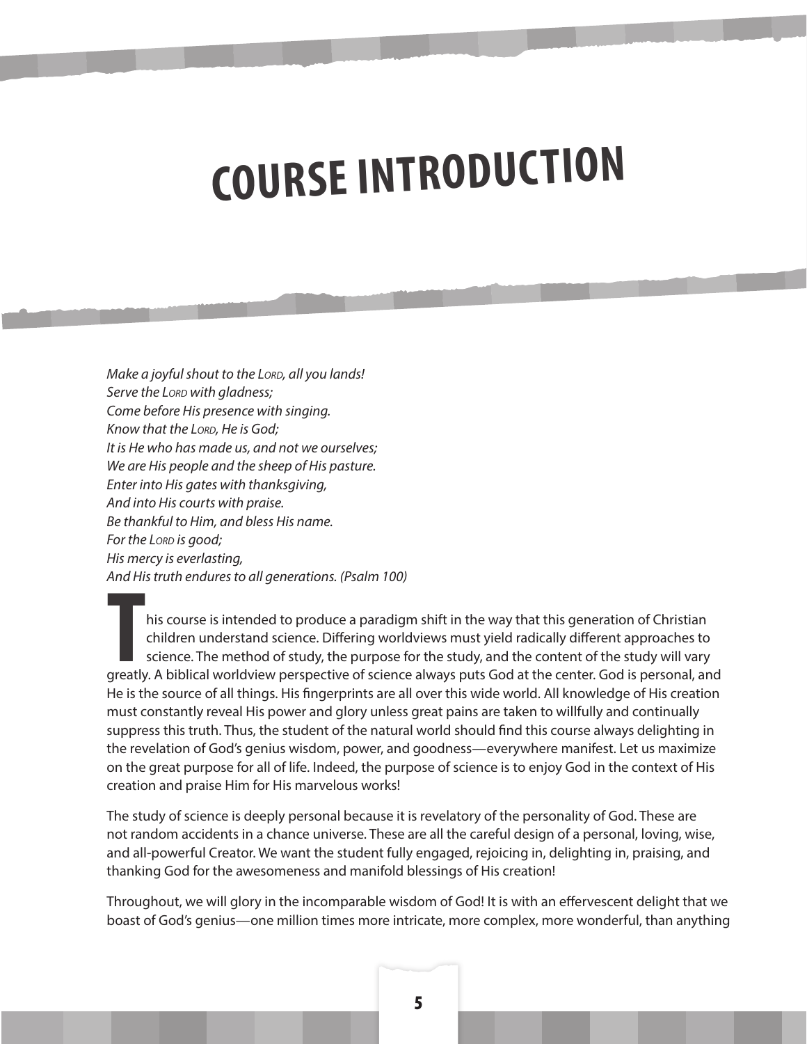# COURSE INTRODUCTION

*Make a joyful shout to the LORD, all you lands!*
*Serve the LORD with gladness;*
*Come before His presence with singing.*
*Know that the LORD, He is God;*
*It is He who has made us, and not we ourselves;*
*We are His people and the sheep of His pasture.*
*Enter into His gates with thanksgiving,*
*And into His courts with praise.*
*Be thankful to Him, and bless His name.*
*For the LORD is good;*
*His mercy is everlasting,*
*And His truth endures to all generations. (Psalm 100)*

This course is intended to produce a paradigm shift in the way that this generation of Christian children understand science. Differing worldviews must yield radically different approaches to science. The method of study, the purpose for the study, and the content of the study will vary greatly. A biblical worldview perspective of science always puts God at the center. God is personal, and He is the source of all things. His fingerprints are all over this wide world. All knowledge of His creation must constantly reveal His power and glory unless great pains are taken to willfully and continually suppress this truth. Thus, the student of the natural world should find this course always delighting in the revelation of God's genius wisdom, power, and goodness—everywhere manifest. Let us maximize on the great purpose for all of life. Indeed, the purpose of science is to enjoy God in the context of His creation and praise Him for His marvelous works!

The study of science is deeply personal because it is revelatory of the personality of God. These are not random accidents in a chance universe. These are all the careful design of a personal, loving, wise, and all-powerful Creator. We want the student fully engaged, rejoicing in, delighting in, praising, and thanking God for the awesomeness and manifold blessings of His creation!

Throughout, we will glory in the incomparable wisdom of God! It is with an effervescent delight that we boast of God's genius—one million times more intricate, more complex, more wonderful, than anything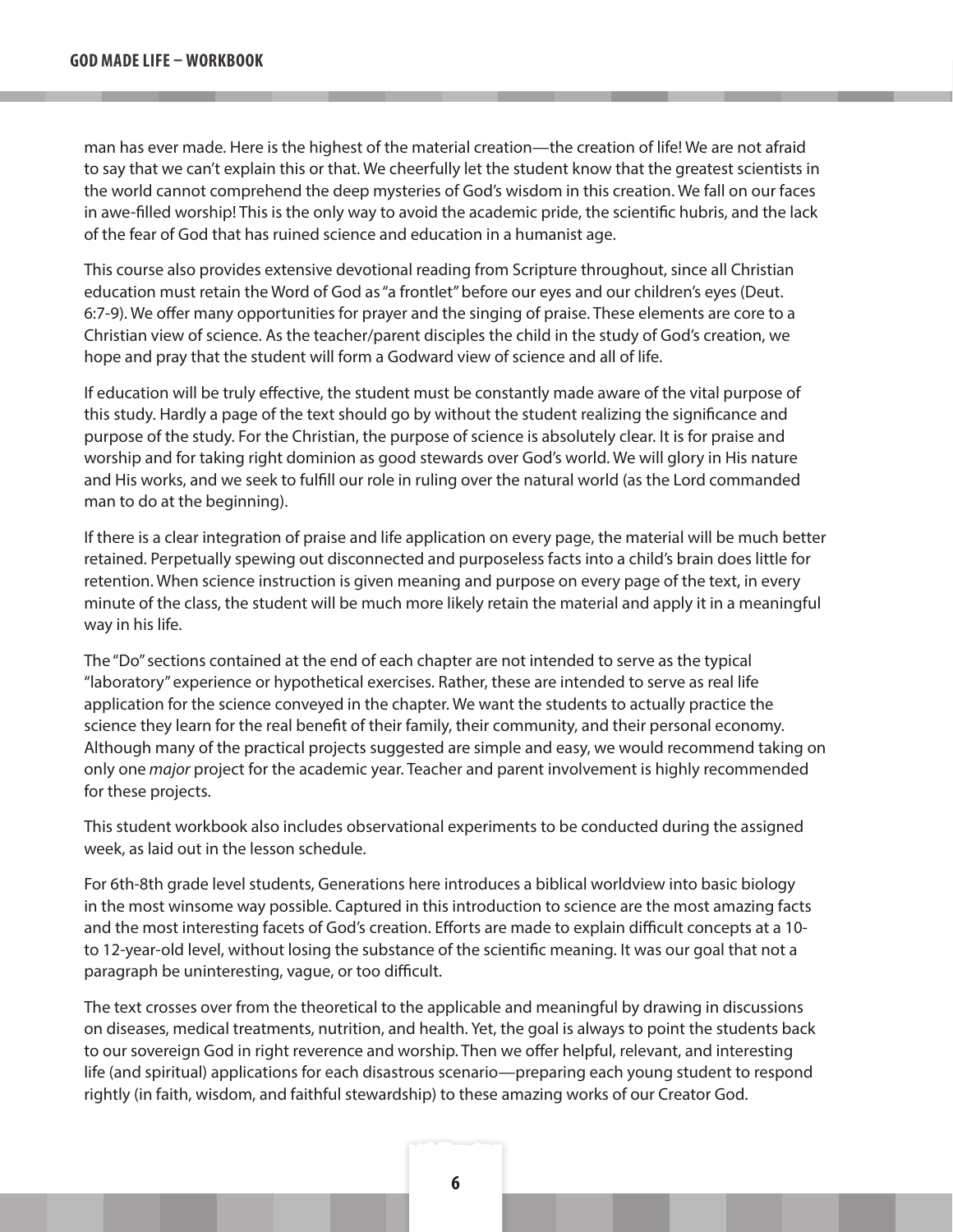man has ever made. Here is the highest of the material creation—the creation of life! We are not afraid to say that we can't explain this or that. We cheerfully let the student know that the greatest scientists in the world cannot comprehend the deep mysteries of God's wisdom in this creation. We fall on our faces in awe-filled worship! This is the only way to avoid the academic pride, the scientific hubris, and the lack of the fear of God that has ruined science and education in a humanist age.

This course also provides extensive devotional reading from Scripture throughout, since all Christian education must retain the Word of God as "a frontlet" before our eyes and our children's eyes (Deut. 6:7-9). We offer many opportunities for prayer and the singing of praise. These elements are core to a Christian view of science. As the teacher/parent disciples the child in the study of God's creation, we hope and pray that the student will form a Godward view of science and all of life.

If education will be truly effective, the student must be constantly made aware of the vital purpose of this study. Hardly a page of the text should go by without the student realizing the significance and purpose of the study. For the Christian, the purpose of science is absolutely clear. It is for praise and worship and for taking right dominion as good stewards over God's world. We will glory in His nature and His works, and we seek to fulfill our role in ruling over the natural world (as the Lord commanded man to do at the beginning).

If there is a clear integration of praise and life application on every page, the material will be much better retained. Perpetually spewing out disconnected and purposeless facts into a child's brain does little for retention. When science instruction is given meaning and purpose on every page of the text, in every minute of the class, the student will be much more likely retain the material and apply it in a meaningful way in his life.

The "Do" sections contained at the end of each chapter are not intended to serve as the typical "laboratory" experience or hypothetical exercises. Rather, these are intended to serve as real life application for the science conveyed in the chapter. We want the students to actually practice the science they learn for the real benefit of their family, their community, and their personal economy. Although many of the practical projects suggested are simple and easy, we would recommend taking on only one *major* project for the academic year. Teacher and parent involvement is highly recommended for these projects.

This student workbook also includes observational experiments to be conducted during the assigned week, as laid out in the lesson schedule.

For 6th-8th grade level students, Generations here introduces a biblical worldview into basic biology in the most winsome way possible. Captured in this introduction to science are the most amazing facts and the most interesting facets of God's creation. Efforts are made to explain difficult concepts at a 10- to 12-year-old level, without losing the substance of the scientific meaning. It was our goal that not a paragraph be uninteresting, vague, or too difficult.

The text crosses over from the theoretical to the applicable and meaningful by drawing in discussions on diseases, medical treatments, nutrition, and health. Yet, the goal is always to point the students back to our sovereign God in right reverence and worship. Then we offer helpful, relevant, and interesting life (and spiritual) applications for each disastrous scenario—preparing each young student to respond rightly (in faith, wisdom, and faithful stewardship) to these amazing works of our Creator God.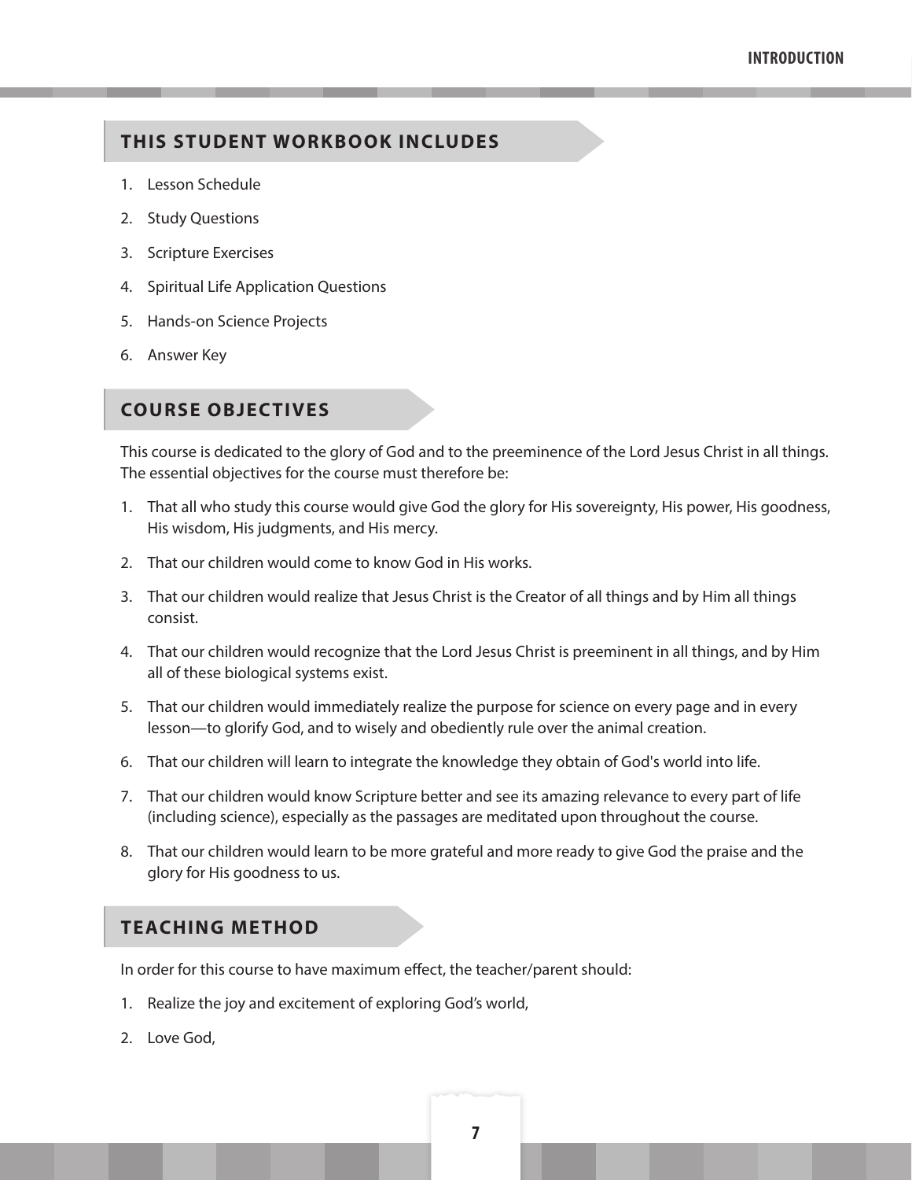## THIS STUDENT WORKBOOK INCLUDES

1. Lesson Schedule
2. Study Questions
3. Scripture Exercises
4. Spiritual Life Application Questions
5. Hands-on Science Projects
6. Answer Key

## COURSE OBJECTIVES

This course is dedicated to the glory of God and to the preeminence of the Lord Jesus Christ in all things. The essential objectives for the course must therefore be:

1. That all who study this course would give God the glory for His sovereignty, His power, His goodness, His wisdom, His judgments, and His mercy.
2. That our children would come to know God in His works.
3. That our children would realize that Jesus Christ is the Creator of all things and by Him all things consist.
4. That our children would recognize that the Lord Jesus Christ is preeminent in all things, and by Him all of these biological systems exist.
5. That our children would immediately realize the purpose for science on every page and in every lesson—to glorify God, and to wisely and obediently rule over the animal creation.
6. That our children will learn to integrate the knowledge they obtain of God's world into life.
7. That our children would know Scripture better and see its amazing relevance to every part of life (including science), especially as the passages are meditated upon throughout the course.
8. That our children would learn to be more grateful and more ready to give God the praise and the glory for His goodness to us.

## TEACHING METHOD

In order for this course to have maximum effect, the teacher/parent should:

1. Realize the joy and excitement of exploring God's world,
2. Love God,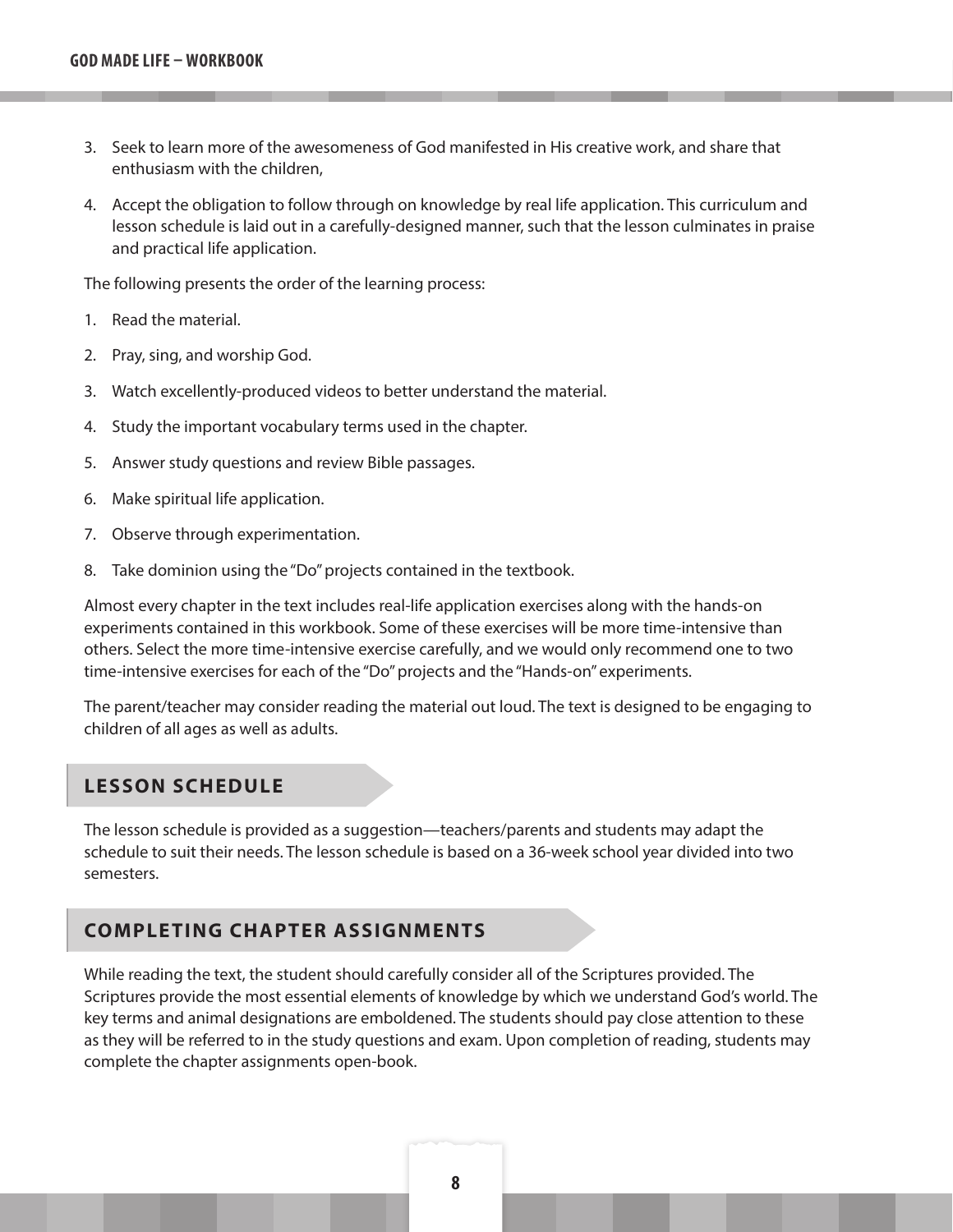3. Seek to learn more of the awesomeness of God manifested in His creative work, and share that enthusiasm with the children,
4. Accept the obligation to follow through on knowledge by real life application. This curriculum and lesson schedule is laid out in a carefully-designed manner, such that the lesson culminates in praise and practical life application.

The following presents the order of the learning process:

1. Read the material.
2. Pray, sing, and worship God.
3. Watch excellently-produced videos to better understand the material.
4. Study the important vocabulary terms used in the chapter.
5. Answer study questions and review Bible passages.
6. Make spiritual life application.
7. Observe through experimentation.
8. Take dominion using the "Do" projects contained in the textbook.

Almost every chapter in the text includes real-life application exercises along with the hands-on experiments contained in this workbook. Some of these exercises will be more time-intensive than others. Select the more time-intensive exercise carefully, and we would only recommend one to two time-intensive exercises for each of the "Do" projects and the "Hands-on" experiments.

The parent/teacher may consider reading the material out loud. The text is designed to be engaging to children of all ages as well as adults.

## LESSON SCHEDULE

The lesson schedule is provided as a suggestion—teachers/parents and students may adapt the schedule to suit their needs. The lesson schedule is based on a 36-week school year divided into two semesters.

## COMPLETING CHAPTER ASSIGNMENTS

While reading the text, the student should carefully consider all of the Scriptures provided. The Scriptures provide the most essential elements of knowledge by which we understand God's world. The key terms and animal designations are emboldened. The students should pay close attention to these as they will be referred to in the study questions and exam. Upon completion of reading, students may complete the chapter assignments open-book.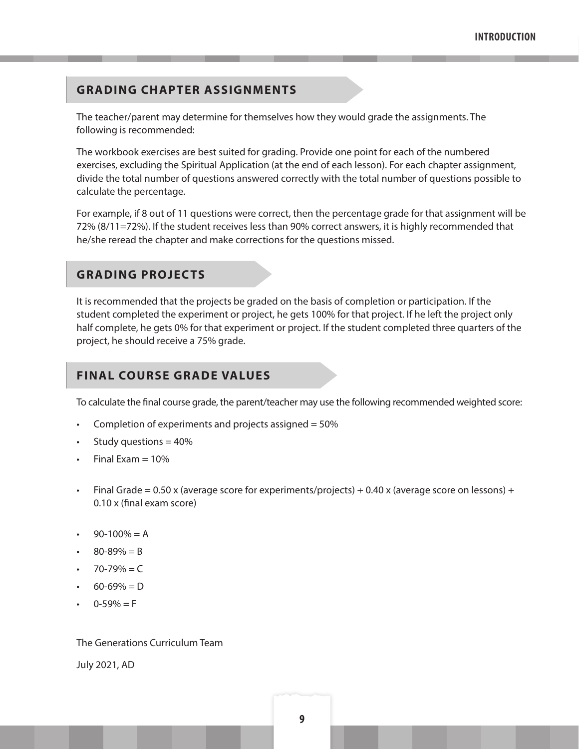## GRADING CHAPTER ASSIGNMENTS

The teacher/parent may determine for themselves how they would grade the assignments. The following is recommended:

The workbook exercises are best suited for grading. Provide one point for each of the numbered exercises, excluding the Spiritual Application (at the end of each lesson). For each chapter assignment, divide the total number of questions answered correctly with the total number of questions possible to calculate the percentage.

For example, if 8 out of 11 questions were correct, then the percentage grade for that assignment will be 72% (8/11=72%). If the student receives less than 90% correct answers, it is highly recommended that he/she reread the chapter and make corrections for the questions missed.

## GRADING PROJECTS

It is recommended that the projects be graded on the basis of completion or participation. If the student completed the experiment or project, he gets 100% for that project. If he left the project only half complete, he gets 0% for that experiment or project. If the student completed three quarters of the project, he should receive a 75% grade.

## FINAL COURSE GRADE VALUES

To calculate the final course grade, the parent/teacher may use the following recommended weighted score:

- Completion of experiments and projects assigned = 50%
- Study questions = 40%
- Final Exam = 10%

- Final Grade = 0.50 x (average score for experiments/projects) + 0.40 x (average score on lessons) + 0.10 x (final exam score)

- 90-100% = A
- 80-89% = B
- 70-79% = C
- 60-69% = D
- 0-59% = F

The Generations Curriculum Team

July 2021, AD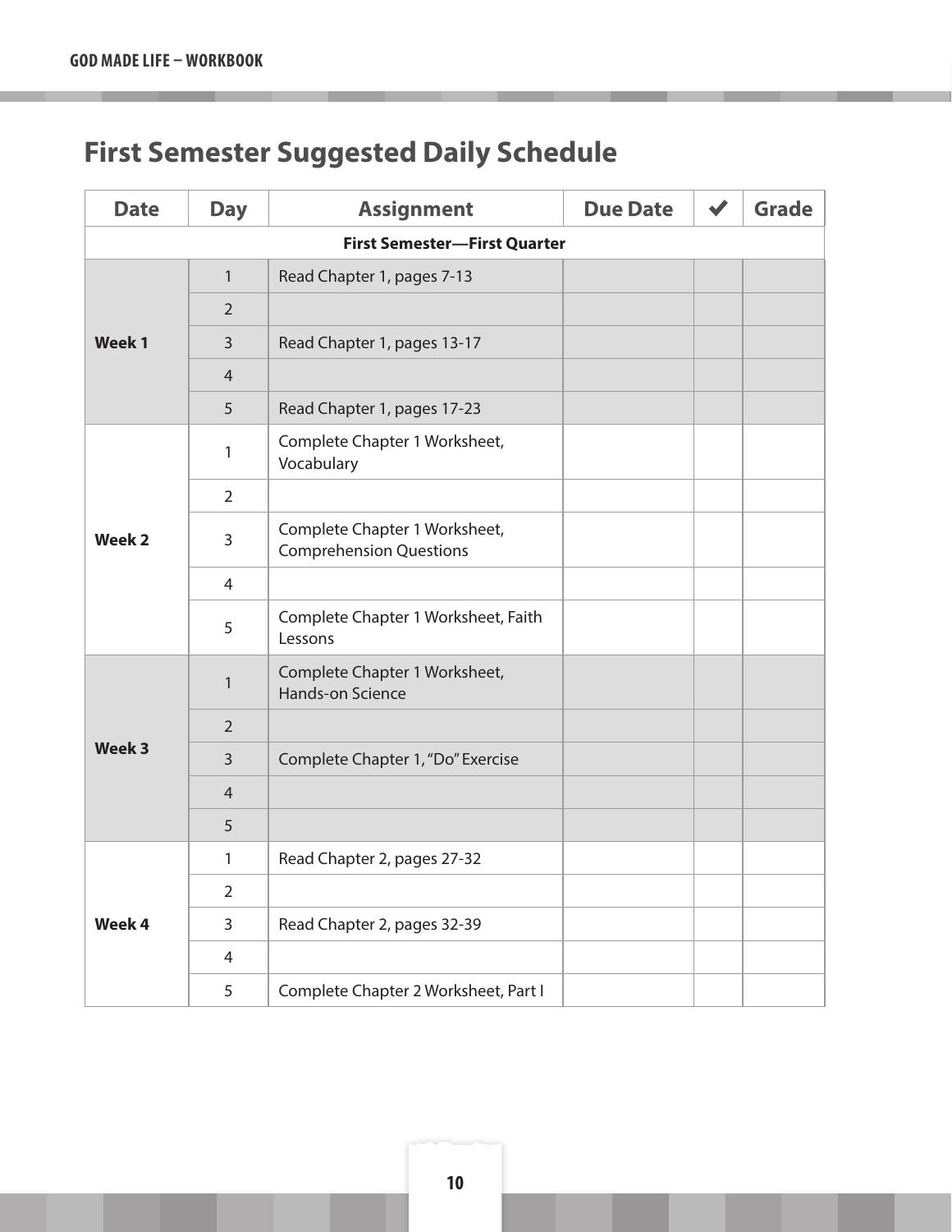# First Semester Suggested Daily Schedule

| Date | Day | Assignment | Due Date | ✔ | Grade |
|---|---|---|---|---|---|
| **First Semester—First Quarter** | | | | | |
| **Week 1** | 1 | Read Chapter 1, pages 7-13 | | | |
| | 2 | | | | |
| | 3 | Read Chapter 1, pages 13-17 | | | |
| | 4 | | | | |
| | 5 | Read Chapter 1, pages 17-23 | | | |
| **Week 2** | 1 | Complete Chapter 1 Worksheet, Vocabulary | | | |
| | 2 | | | | |
| | 3 | Complete Chapter 1 Worksheet, Comprehension Questions | | | |
| | 4 | | | | |
| | 5 | Complete Chapter 1 Worksheet, Faith Lessons | | | |
| **Week 3** | 1 | Complete Chapter 1 Worksheet, Hands-on Science | | | |
| | 2 | | | | |
| | 3 | Complete Chapter 1, "Do" Exercise | | | |
| | 4 | | | | |
| | 5 | | | | |
| **Week 4** | 1 | Read Chapter 2, pages 27-32 | | | |
| | 2 | | | | |
| | 3 | Read Chapter 2, pages 32-39 | | | |
| | 4 | | | | |
| | 5 | Complete Chapter 2 Worksheet, Part I | | | |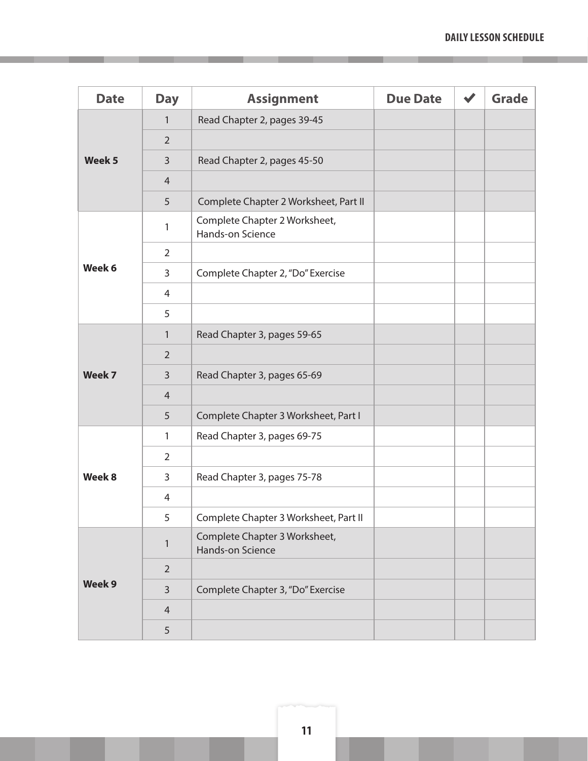| Date | Day | Assignment | Due Date | ✔ | Grade |
|---|---|---|---|---|---|
| **Week 5** | 1 | Read Chapter 2, pages 39-45 | | | |
| | 2 | | | | |
| | 3 | Read Chapter 2, pages 45-50 | | | |
| | 4 | | | | |
| | 5 | Complete Chapter 2 Worksheet, Part II | | | |
| **Week 6** | 1 | Complete Chapter 2 Worksheet, Hands-on Science | | | |
| | 2 | | | | |
| | 3 | Complete Chapter 2, "Do" Exercise | | | |
| | 4 | | | | |
| | 5 | | | | |
| **Week 7** | 1 | Read Chapter 3, pages 59-65 | | | |
| | 2 | | | | |
| | 3 | Read Chapter 3, pages 65-69 | | | |
| | 4 | | | | |
| | 5 | Complete Chapter 3 Worksheet, Part I | | | |
| **Week 8** | 1 | Read Chapter 3, pages 69-75 | | | |
| | 2 | | | | |
| | 3 | Read Chapter 3, pages 75-78 | | | |
| | 4 | | | | |
| | 5 | Complete Chapter 3 Worksheet, Part II | | | |
| **Week 9** | 1 | Complete Chapter 3 Worksheet, Hands-on Science | | | |
| | 2 | | | | |
| | 3 | Complete Chapter 3, "Do" Exercise | | | |
| | 4 | | | | |
| | 5 | | | | |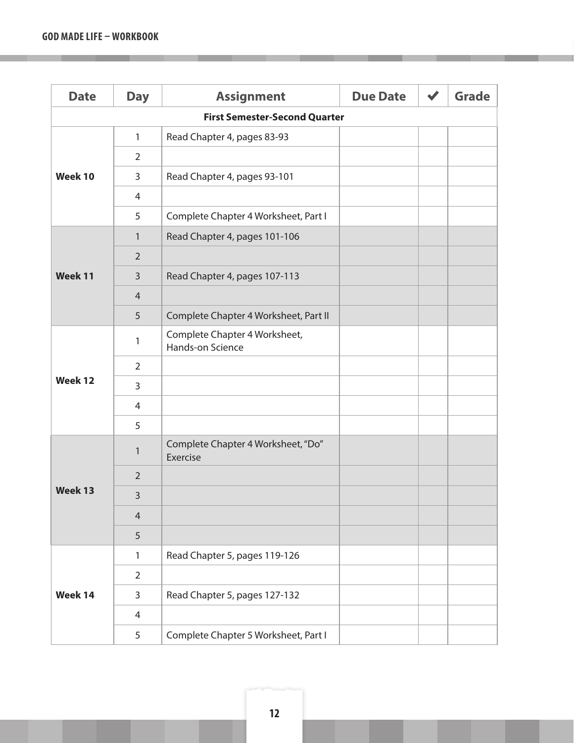| Date | Day | Assignment | Due Date | ✔ | Grade |
|---|---|---|---|---|---|
| **First Semester-Second Quarter** | | | | | |
| **Week 10** | 1 | Read Chapter 4, pages 83-93 | | | |
| | 2 | | | | |
| | 3 | Read Chapter 4, pages 93-101 | | | |
| | 4 | | | | |
| | 5 | Complete Chapter 4 Worksheet, Part I | | | |
| **Week 11** | 1 | Read Chapter 4, pages 101-106 | | | |
| | 2 | | | | |
| | 3 | Read Chapter 4, pages 107-113 | | | |
| | 4 | | | | |
| | 5 | Complete Chapter 4 Worksheet, Part II | | | |
| **Week 12** | 1 | Complete Chapter 4 Worksheet, Hands-on Science | | | |
| | 2 | | | | |
| | 3 | | | | |
| | 4 | | | | |
| | 5 | | | | |
| **Week 13** | 1 | Complete Chapter 4 Worksheet, "Do" Exercise | | | |
| | 2 | | | | |
| | 3 | | | | |
| | 4 | | | | |
| | 5 | | | | |
| **Week 14** | 1 | Read Chapter 5, pages 119-126 | | | |
| | 2 | | | | |
| | 3 | Read Chapter 5, pages 127-132 | | | |
| | 4 | | | | |
| | 5 | Complete Chapter 5 Worksheet, Part I | | | |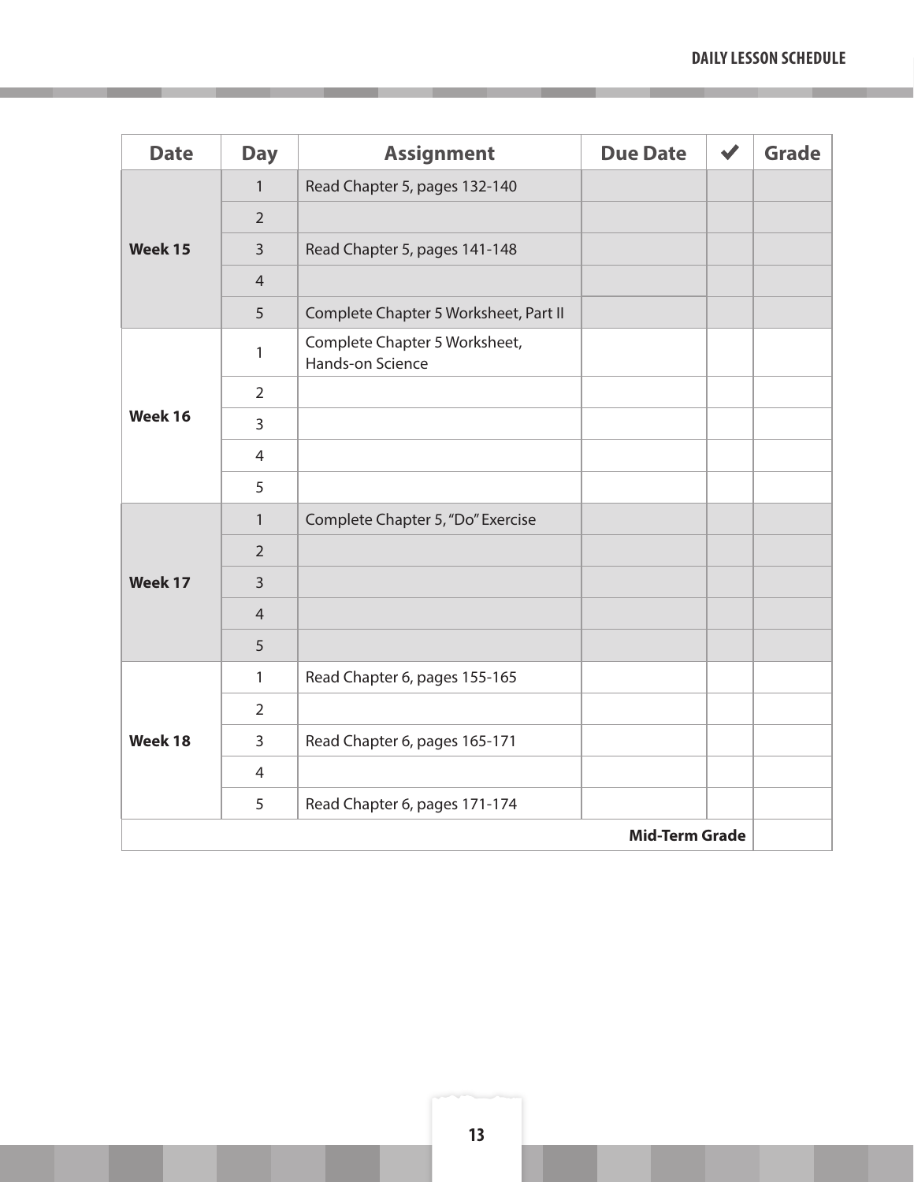| Date | Day | Assignment | Due Date | ✔ | Grade |
|---|---|---|---|---|---|
| Week 15 | 1 | Read Chapter 5, pages 132-140 | | | |
| | 2 | | | | |
| | 3 | Read Chapter 5, pages 141-148 | | | |
| | 4 | | | | |
| | 5 | Complete Chapter 5 Worksheet, Part II | | | |
| Week 16 | 1 | Complete Chapter 5 Worksheet, Hands-on Science | | | |
| | 2 | | | | |
| | 3 | | | | |
| | 4 | | | | |
| | 5 | | | | |
| Week 17 | 1 | Complete Chapter 5, "Do" Exercise | | | |
| | 2 | | | | |
| | 3 | | | | |
| | 4 | | | | |
| | 5 | | | | |
| Week 18 | 1 | Read Chapter 6, pages 155-165 | | | |
| | 2 | | | | |
| | 3 | Read Chapter 6, pages 165-171 | | | |
| | 4 | | | | |
| | 5 | Read Chapter 6, pages 171-174 | | | |
| | | | | **Mid-Term Grade** | |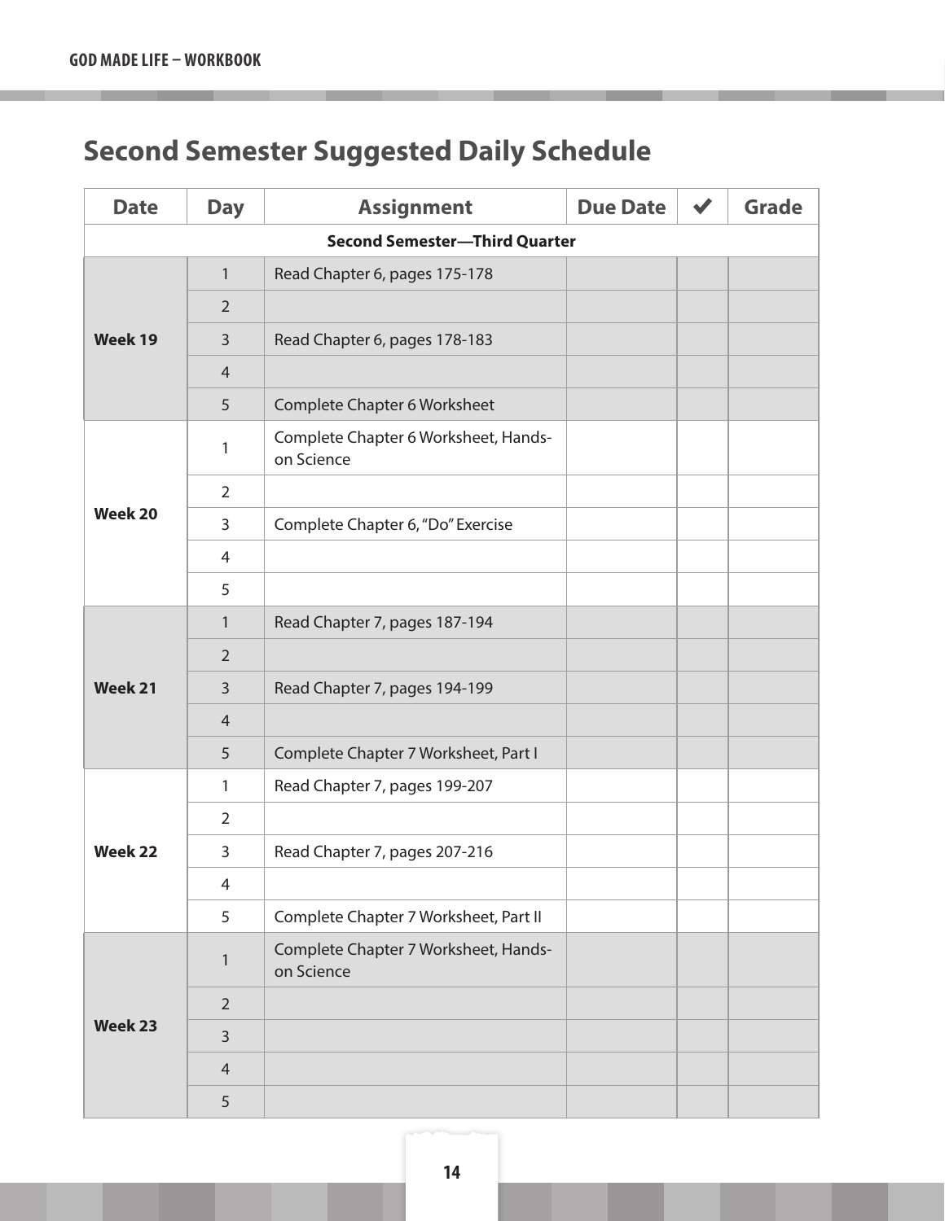## Second Semester Suggested Daily Schedule

| Date | Day | Assignment | Due Date | ✔ | Grade |
|---|---|---|---|---|---|
| **Second Semester—Third Quarter** | | | | | |
| **Week 19** | 1 | Read Chapter 6, pages 175-178 | | | |
| | 2 | | | | |
| | 3 | Read Chapter 6, pages 178-183 | | | |
| | 4 | | | | |
| | 5 | Complete Chapter 6 Worksheet | | | |
| **Week 20** | 1 | Complete Chapter 6 Worksheet, Hands-on Science | | | |
| | 2 | | | | |
| | 3 | Complete Chapter 6, "Do" Exercise | | | |
| | 4 | | | | |
| | 5 | | | | |
| **Week 21** | 1 | Read Chapter 7, pages 187-194 | | | |
| | 2 | | | | |
| | 3 | Read Chapter 7, pages 194-199 | | | |
| | 4 | | | | |
| | 5 | Complete Chapter 7 Worksheet, Part I | | | |
| **Week 22** | 1 | Read Chapter 7, pages 199-207 | | | |
| | 2 | | | | |
| | 3 | Read Chapter 7, pages 207-216 | | | |
| | 4 | | | | |
| | 5 | Complete Chapter 7 Worksheet, Part II | | | |
| **Week 23** | 1 | Complete Chapter 7 Worksheet, Hands-on Science | | | |
| | 2 | | | | |
| | 3 | | | | |
| | 4 | | | | |
| | 5 | | | | |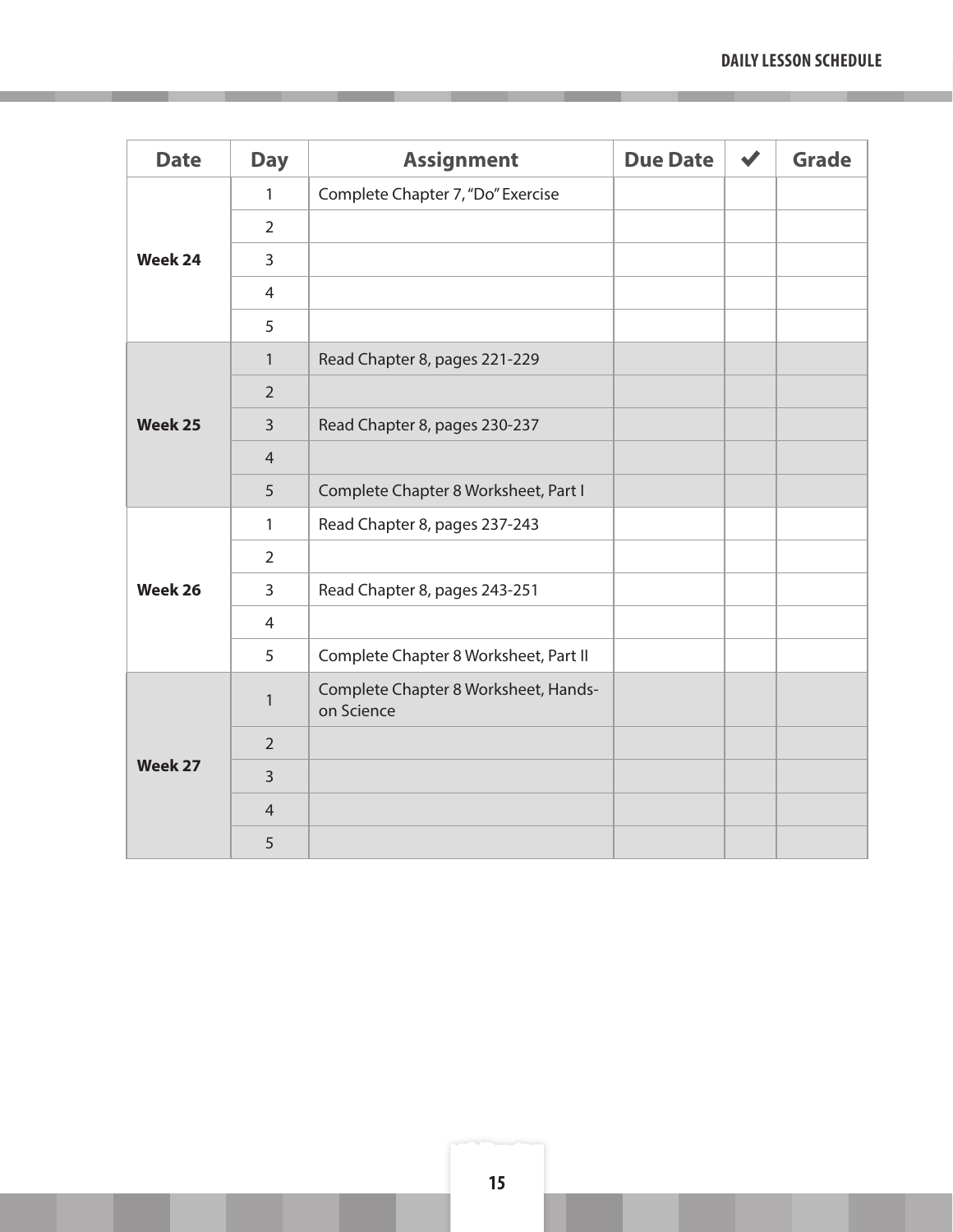| Date | Day | Assignment | Due Date | ✔ | Grade |
|---|---|---|---|---|---|
| Week 24 | 1 | Complete Chapter 7, "Do" Exercise | | | |
| | 2 | | | | |
| | 3 | | | | |
| | 4 | | | | |
| | 5 | | | | |
| Week 25 | 1 | Read Chapter 8, pages 221-229 | | | |
| | 2 | | | | |
| | 3 | Read Chapter 8, pages 230-237 | | | |
| | 4 | | | | |
| | 5 | Complete Chapter 8 Worksheet, Part I | | | |
| Week 26 | 1 | Read Chapter 8, pages 237-243 | | | |
| | 2 | | | | |
| | 3 | Read Chapter 8, pages 243-251 | | | |
| | 4 | | | | |
| | 5 | Complete Chapter 8 Worksheet, Part II | | | |
| Week 27 | 1 | Complete Chapter 8 Worksheet, Hands-on Science | | | |
| | 2 | | | | |
| | 3 | | | | |
| | 4 | | | | |
| | 5 | | | | |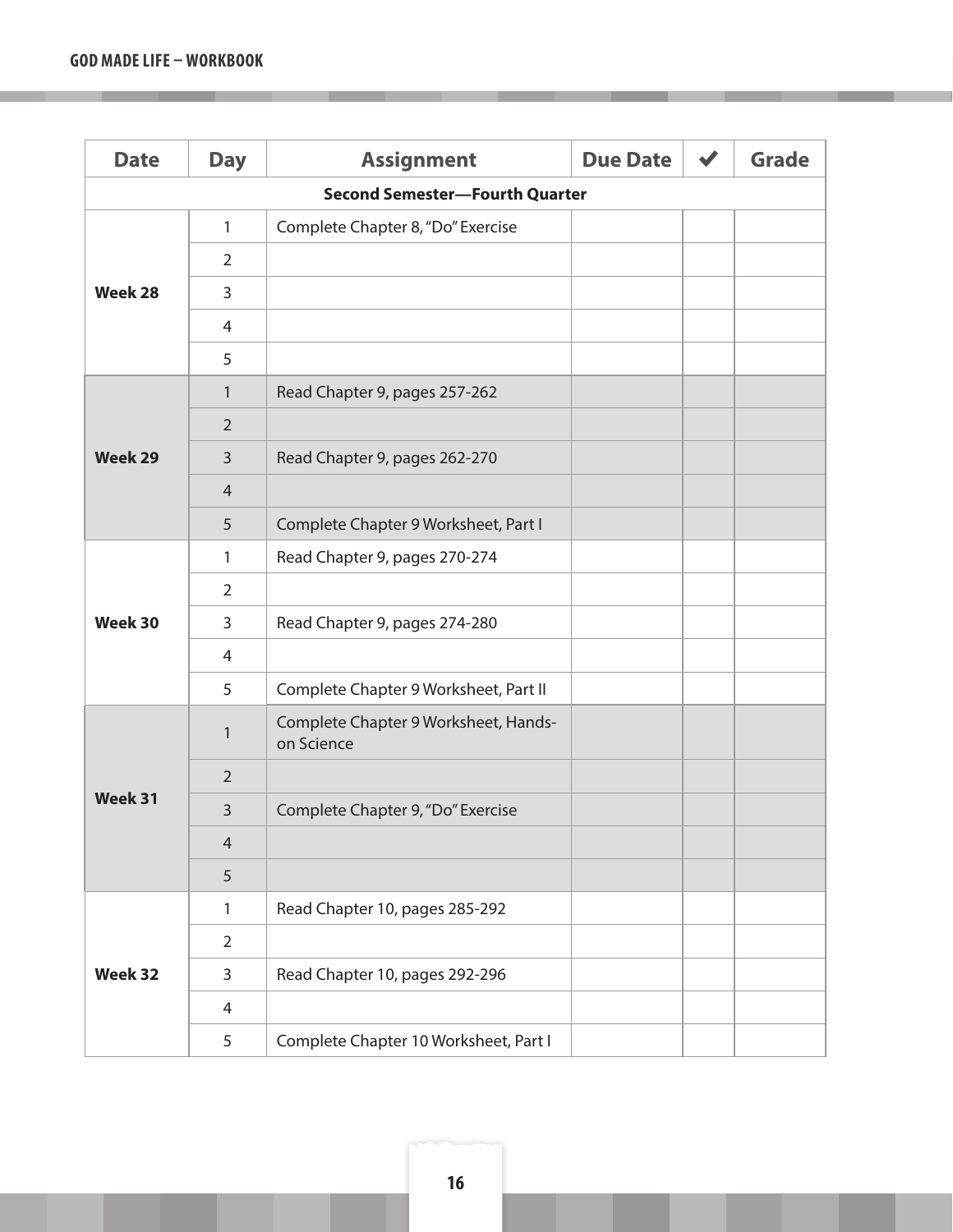| Date | Day | Assignment | Due Date | ✔ | Grade |
|---|---|---|---|---|---|
| **Second Semester—Fourth Quarter** | | | | | |
| **Week 28** | 1 | Complete Chapter 8, "Do" Exercise | | | |
| | 2 | | | | |
| | 3 | | | | |
| | 4 | | | | |
| | 5 | | | | |
| **Week 29** | 1 | Read Chapter 9, pages 257-262 | | | |
| | 2 | | | | |
| | 3 | Read Chapter 9, pages 262-270 | | | |
| | 4 | | | | |
| | 5 | Complete Chapter 9 Worksheet, Part I | | | |
| **Week 30** | 1 | Read Chapter 9, pages 270-274 | | | |
| | 2 | | | | |
| | 3 | Read Chapter 9, pages 274-280 | | | |
| | 4 | | | | |
| | 5 | Complete Chapter 9 Worksheet, Part II | | | |
| **Week 31** | 1 | Complete Chapter 9 Worksheet, Hands-on Science | | | |
| | 2 | | | | |
| | 3 | Complete Chapter 9, "Do" Exercise | | | |
| | 4 | | | | |
| | 5 | | | | |
| **Week 32** | 1 | Read Chapter 10, pages 285-292 | | | |
| | 2 | | | | |
| | 3 | Read Chapter 10, pages 292-296 | | | |
| | 4 | | | | |
| | 5 | Complete Chapter 10 Worksheet, Part I | | | |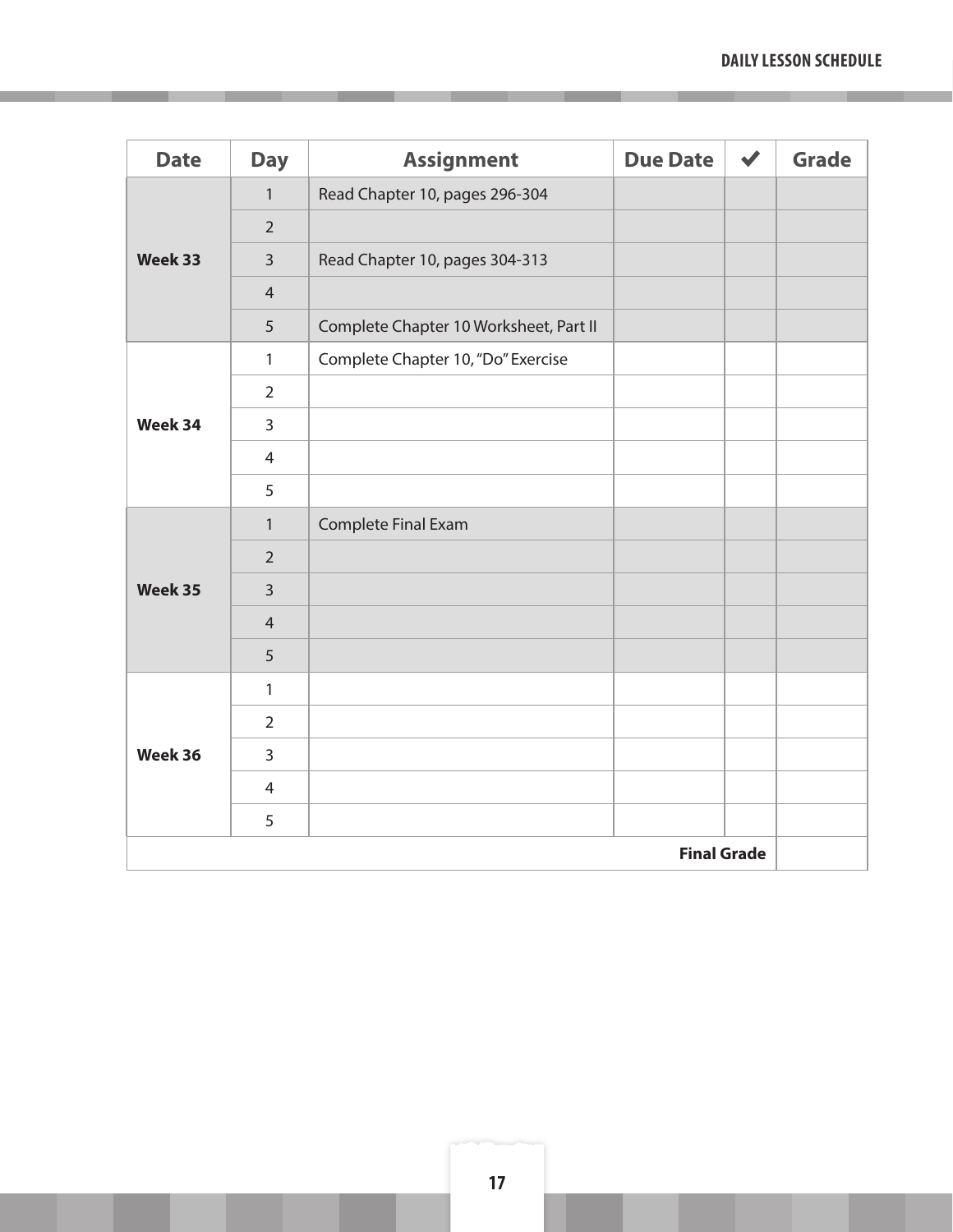| Date | Day | Assignment | Due Date | ✔ | Grade |
|---|---|---|---|---|---|
| Week 33 | 1 | Read Chapter 10, pages 296-304 | | | |
| | 2 | | | | |
| | 3 | Read Chapter 10, pages 304-313 | | | |
| | 4 | | | | |
| | 5 | Complete Chapter 10 Worksheet, Part II | | | |
| Week 34 | 1 | Complete Chapter 10, "Do" Exercise | | | |
| | 2 | | | | |
| | 3 | | | | |
| | 4 | | | | |
| | 5 | | | | |
| Week 35 | 1 | Complete Final Exam | | | |
| | 2 | | | | |
| | 3 | | | | |
| | 4 | | | | |
| | 5 | | | | |
| Week 36 | 1 | | | | |
| | 2 | | | | |
| | 3 | | | | |
| | 4 | | | | |
| | 5 | | | | |
| | | | | **Final Grade** | |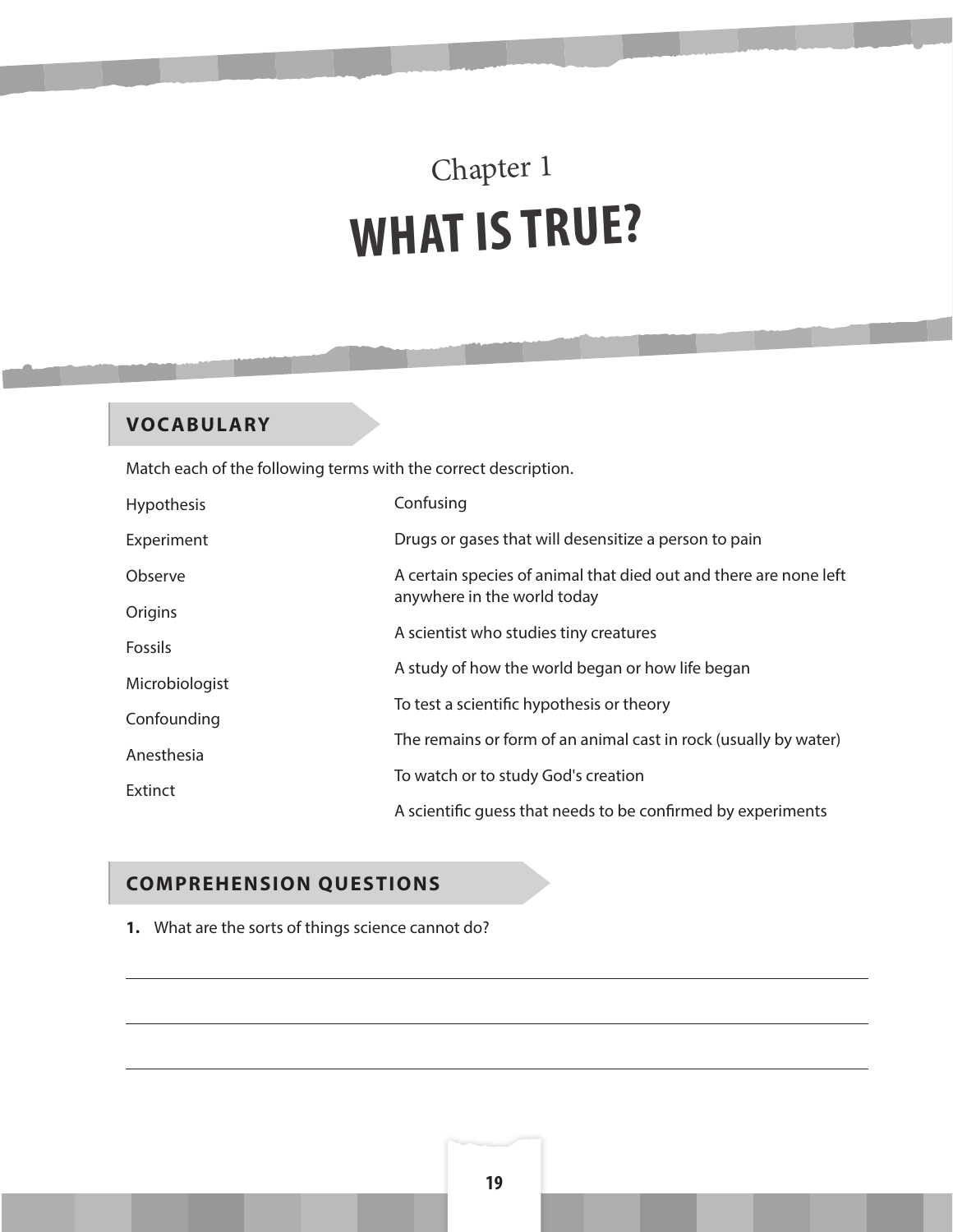Chapter 1

# WHAT IS TRUE?

## VOCABULARY

Match each of the following terms with the correct description.

| | |
|---|---|
| Hypothesis | Confusing |
| Experiment | Drugs or gases that will desensitize a person to pain |
| Observe | A certain species of animal that died out and there are none left anywhere in the world today |
| Origins | A scientist who studies tiny creatures |
| Fossils | A study of how the world began or how life began |
| Microbiologist | To test a scientific hypothesis or theory |
| Confounding | The remains or form of an animal cast in rock (usually by water) |
| Anesthesia | To watch or to study God's creation |
| Extinct | A scientific guess that needs to be confirmed by experiments |

## COMPREHENSION QUESTIONS

**1.** What are the sorts of things science cannot do?

___

___

___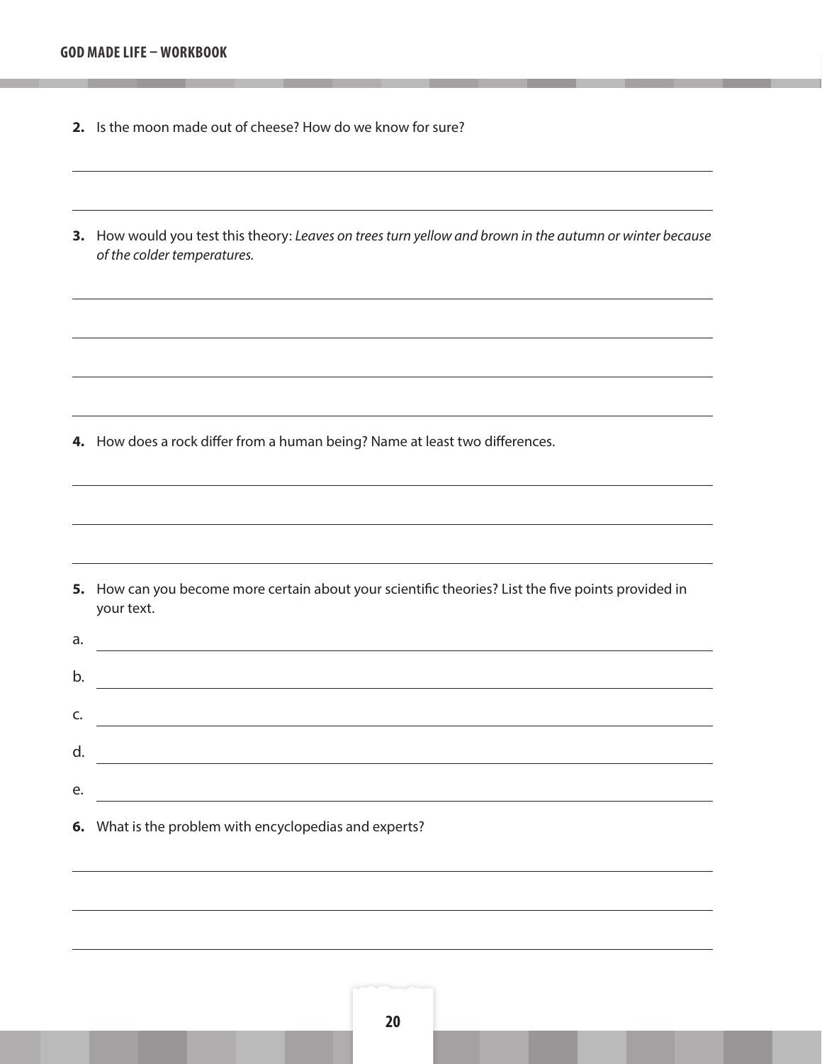**2.** Is the moon made out of cheese? How do we know for sure?

**3.** How would you test this theory: *Leaves on trees turn yellow and brown in the autumn or winter because of the colder temperatures.*

**4.** How does a rock differ from a human being? Name at least two differences.

**5.** How can you become more certain about your scientific theories? List the five points provided in your text.

a.

b.

c.

d.

e.

**6.** What is the problem with encyclopedias and experts?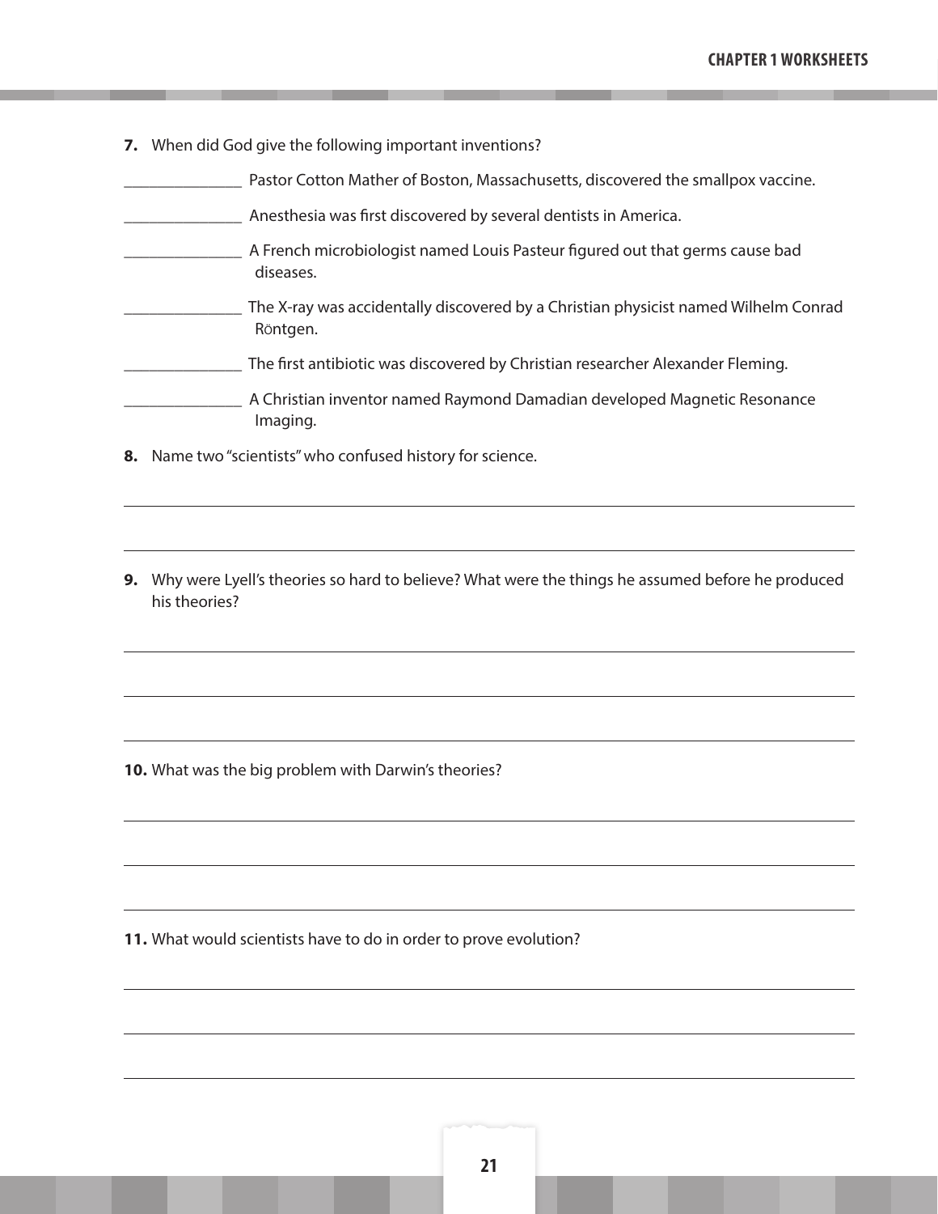**7.** When did God give the following important inventions?

______________ Pastor Cotton Mather of Boston, Massachusetts, discovered the smallpox vaccine.

______________ Anesthesia was first discovered by several dentists in America.

______________ A French microbiologist named Louis Pasteur figured out that germs cause bad diseases.

______________ The X-ray was accidentally discovered by a Christian physicist named Wilhelm Conrad Röntgen.

______________ The first antibiotic was discovered by Christian researcher Alexander Fleming.

______________ A Christian inventor named Raymond Damadian developed Magnetic Resonance Imaging.

**8.** Name two "scientists" who confused history for science.

______________________________________________________________________

______________________________________________________________________

**9.** Why were Lyell's theories so hard to believe? What were the things he assumed before he produced his theories?

______________________________________________________________________

______________________________________________________________________

______________________________________________________________________

**10.** What was the big problem with Darwin's theories?

______________________________________________________________________

______________________________________________________________________

______________________________________________________________________

**11.** What would scientists have to do in order to prove evolution?

______________________________________________________________________

______________________________________________________________________

______________________________________________________________________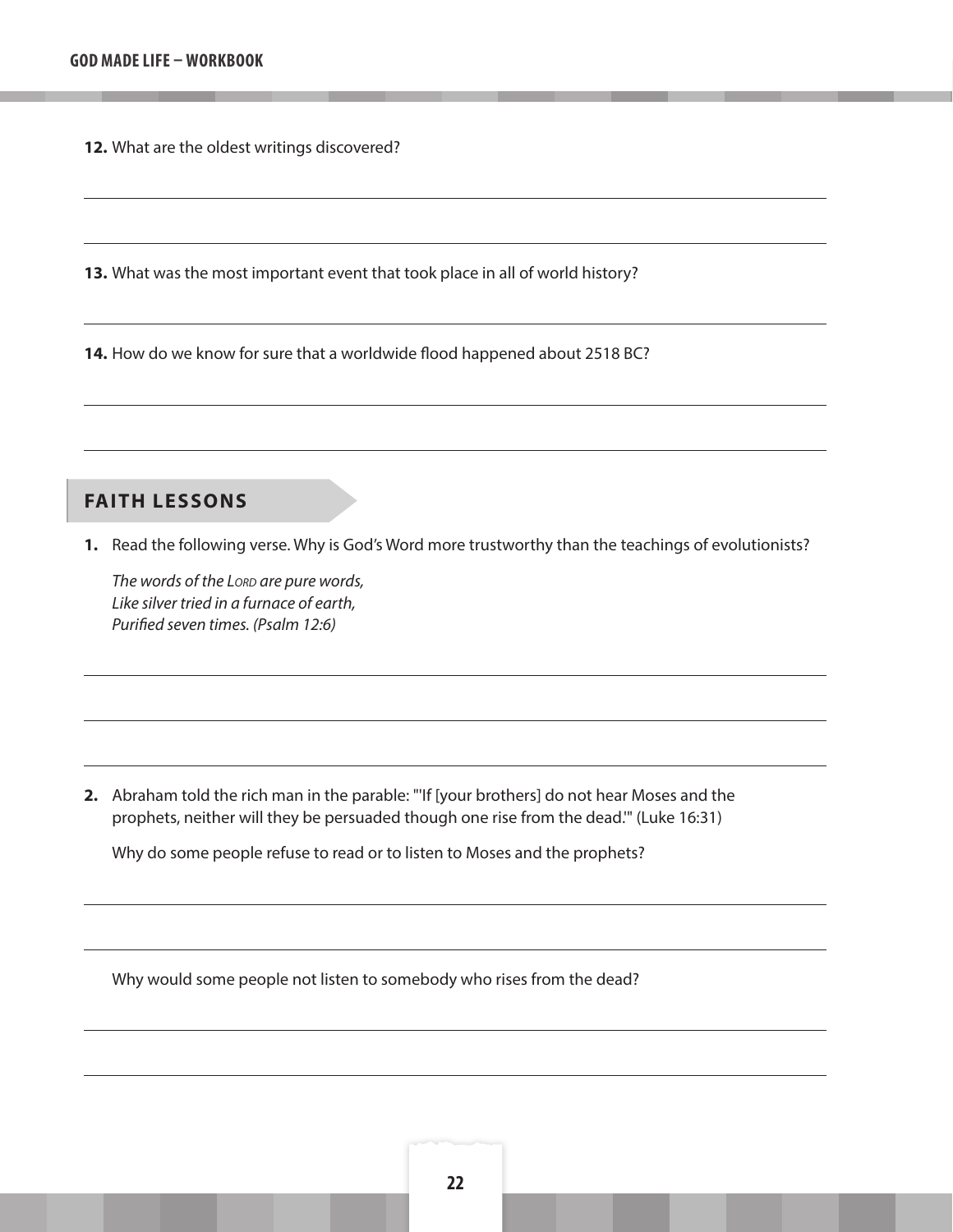**12.** What are the oldest writings discovered?

**13.** What was the most important event that took place in all of world history?

**14.** How do we know for sure that a worldwide flood happened about 2518 BC?

## FAITH LESSONS

**1.** Read the following verse. Why is God's Word more trustworthy than the teachings of evolutionists?

*The words of the LORD are pure words,*
*Like silver tried in a furnace of earth,*
*Purified seven times. (Psalm 12:6)*

**2.** Abraham told the rich man in the parable: "'If [your brothers] do not hear Moses and the prophets, neither will they be persuaded though one rise from the dead.'" (Luke 16:31)

Why do some people refuse to read or to listen to Moses and the prophets?

Why would some people not listen to somebody who rises from the dead?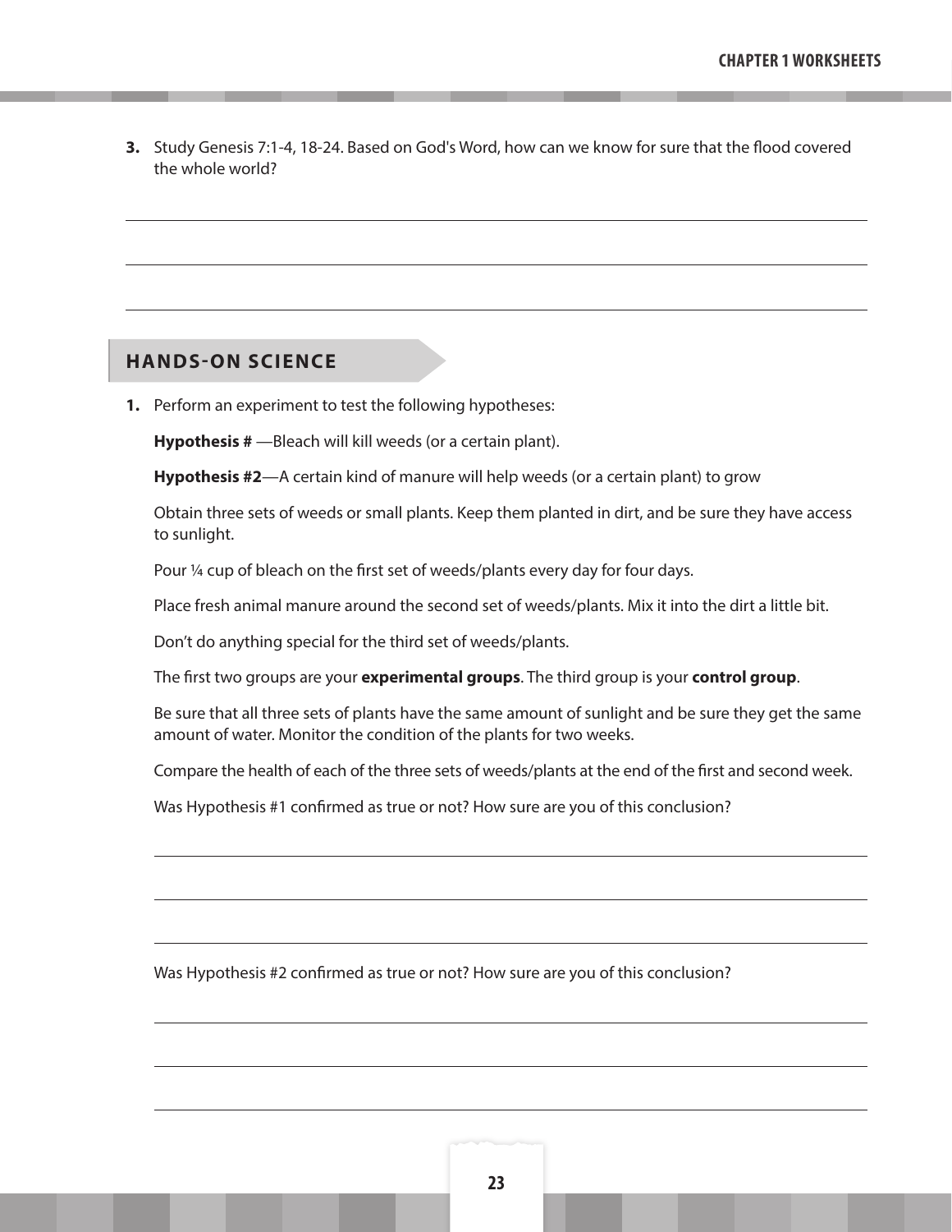**3.** Study Genesis 7:1-4, 18-24. Based on God's Word, how can we know for sure that the flood covered the whole world?

## HANDS-ON SCIENCE

**1.** Perform an experiment to test the following hypotheses:

**Hypothesis #** —Bleach will kill weeds (or a certain plant).

**Hypothesis #2**—A certain kind of manure will help weeds (or a certain plant) to grow

Obtain three sets of weeds or small plants. Keep them planted in dirt, and be sure they have access to sunlight.

Pour ¼ cup of bleach on the first set of weeds/plants every day for four days.

Place fresh animal manure around the second set of weeds/plants. Mix it into the dirt a little bit.

Don't do anything special for the third set of weeds/plants.

The first two groups are your **experimental groups**. The third group is your **control group**.

Be sure that all three sets of plants have the same amount of sunlight and be sure they get the same amount of water. Monitor the condition of the plants for two weeks.

Compare the health of each of the three sets of weeds/plants at the end of the first and second week.

Was Hypothesis #1 confirmed as true or not? How sure are you of this conclusion?

Was Hypothesis #2 confirmed as true or not? How sure are you of this conclusion?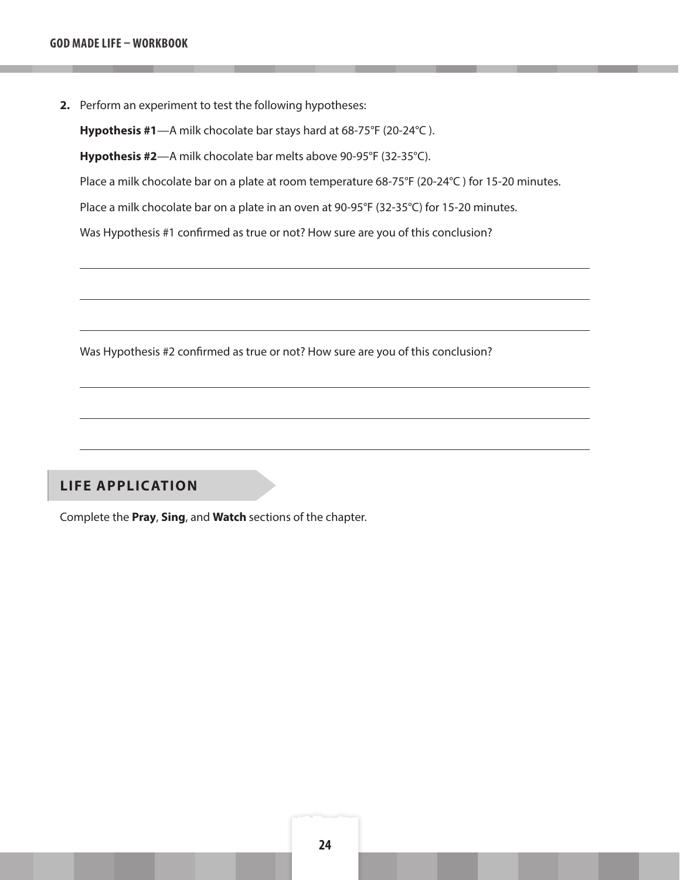2. Perform an experiment to test the following hypotheses:

   **Hypothesis #1**—A milk chocolate bar stays hard at 68-75°F (20-24°C ).

   **Hypothesis #2**—A milk chocolate bar melts above 90-95°F (32-35°C).

   Place a milk chocolate bar on a plate at room temperature 68-75°F (20-24°C ) for 15-20 minutes.

   Place a milk chocolate bar on a plate in an oven at 90-95°F (32-35°C) for 15-20 minutes.

   Was Hypothesis #1 confirmed as true or not? How sure are you of this conclusion?

   ______________________________________________

   ______________________________________________

   ______________________________________________

   Was Hypothesis #2 confirmed as true or not? How sure are you of this conclusion?

   ______________________________________________

   ______________________________________________

   ______________________________________________

## LIFE APPLICATION

Complete the **Pray**, **Sing**, and **Watch** sections of the chapter.